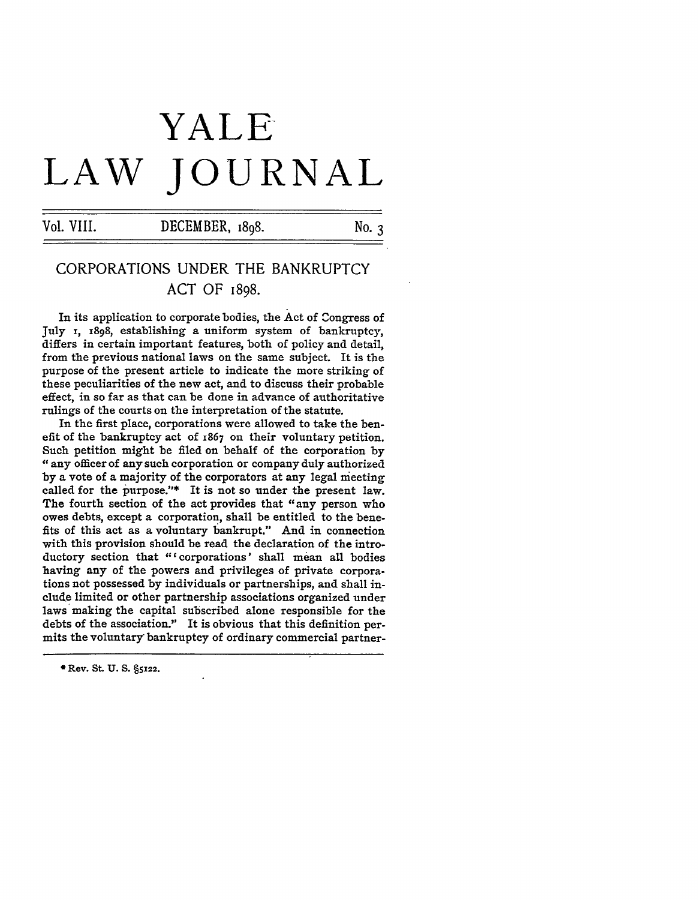# YALE LAW JOURNAL

Vol. VIII. DECEMBER, 1898. No. 3

## CORPORATIONS UNDER THE BANKRUPTCY ACT OF 1898.

In its application to corporate bodies, the Act of Congress of July 1, 1898, establishing a uniform system of bankruptcy, differs in certain important features, both of policy and detail, from the previous national laws on the same subject. It is the purpose of the present article to indicate the more striking of these peculiarities of the new act, and to discuss their probable effect, in so far as that can be done in advance of authoritative rulings of the courts on the interpretation of the statute.

In the first place, corporations were allowed to take the benefit of the bankruptcy act of 1867 on their voluntary petition. Such petition might be filed on behalf of the corporation by "any officer of any such corporation or company duly authorized by a vote of a majority of the corporators at any legal meeting called for the purpose."* It is not so under the present law. The fourth section of the act provides that "any person who owes debts, except a corporation, shall be entitled to the benefits of this act as a voluntary bankrupt." And in connection with this provision should be read the declaration of the introductory section that "'corporations' shall mean all bodies having any of the powers and privileges of private corporations not possessed by individuals or partnerships, and shall include limited or other partnership associations organized under laws making the capital subscribed alone responsible for the debts of the association." It is obvious that this definition permits the voluntary bankruptcy of ordinary commercial partner-

* Rev. St. U. S. §5122.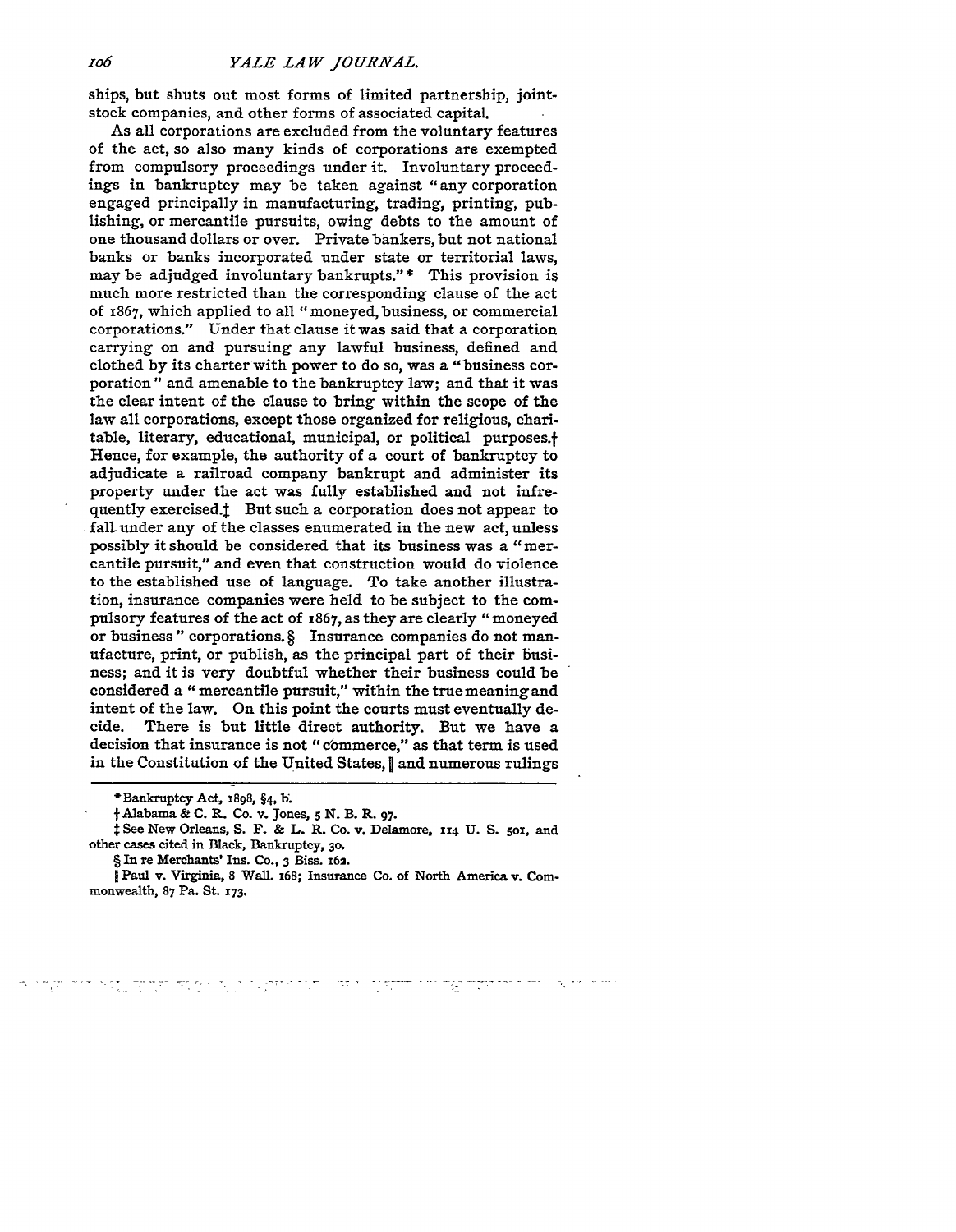ships, but shuts out most forms of limited partnership, joint-stock companies, and other forms of associated capital.

As all corporations are excluded from the voluntary features of the act, so also many kinds of corporations are exempted from compulsory proceedings under it. Involuntary proceedings in bankruptcy may be taken against "any corporation engaged principally in manufacturing, trading, printing, publishing, or mercantile pursuits, owing debts to the amount of one thousand dollars or over. Private bankers, but not national banks or banks incorporated under state or territorial laws, may be adjudged involuntary bankrupts."* This provision is much more restricted than the corresponding clause of the act of 1867, which applied to all "moneyed, business, or commercial corporations." Under that clause it was said that a corporation carrying on and pursuing any lawful business, defined and clothed by its charter with power to do so, was a "business corporation" and amenable to the bankruptcy law; and that it was the clear intent of the clause to bring within the scope of the law all corporations, except those organized for religious, charitable, literary, educational, municipal, or political purposes.† Hence, for example, the authority of a court of bankruptcy to adjudicate a railroad company bankrupt and administer its property under the act was fully established and not infrequently exercised.‡ But such a corporation does not appear to fall under any of the classes enumerated in the new act, unless possibly it should be considered that its business was a "mercantile pursuit," and even that construction would do violence to the established use of language. To take another illustration, insurance companies were held to be subject to the compulsory features of the act of 1867, as they are clearly "moneyed or business" corporations.§ Insurance companies do not manufacture, print, or publish, as the principal part of their business; and it is very doubtful whether their business could be considered a "mercantile pursuit," within the true meaning and intent of the law. On this point the courts must eventually decide. There is but little direct authority. But we have a decision that insurance is not "commerce," as that term is used in the Constitution of the United States,‖ and numerous rulings

---

\* Bankruptcy Act, 1898, §4, b.

† Alabama & C. R. Co. v. Jones, 5 N. B. R. 97.

‡ See New Orleans, S. F. & L. R. Co. v. Delamore, 114 U. S. 501, and other cases cited in Black, Bankruptcy, 30.

§ In re Merchants' Ins. Co., 3 Biss. 162.

‖ Paul v. Virginia, 8 Wall. 168; Insurance Co. of North America v. Commonwealth, 87 Pa. St. 173.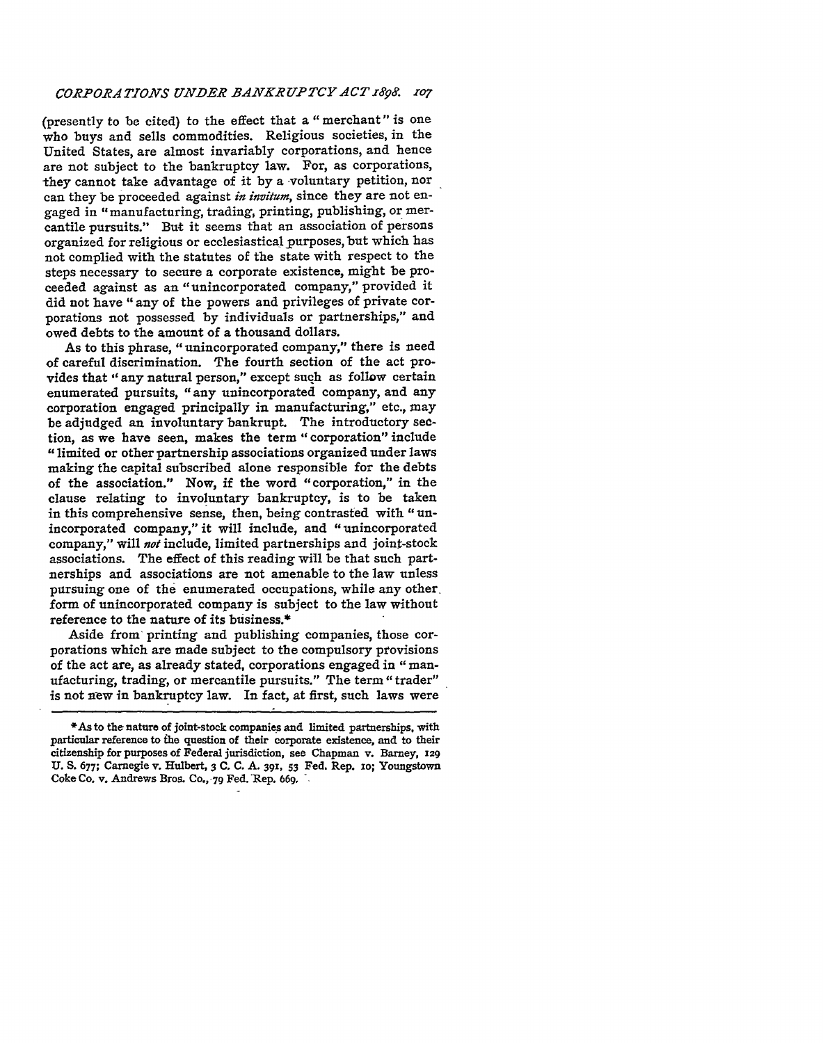(presently to be cited) to the effect that a "merchant" is one who buys and sells commodities. Religious societies, in the United States, are almost invariably corporations, and hence are not subject to the bankruptcy law. For, as corporations, they cannot take advantage of it by a voluntary petition, nor can they be proceeded against *in invitum*, since they are not engaged in "manufacturing, trading, printing, publishing, or mercantile pursuits." But it seems that an association of persons organized for religious or ecclesiastical purposes, but which has not complied with the statutes of the state with respect to the steps necessary to secure a corporate existence, might be proceeded against as an "unincorporated company," provided it did not have "any of the powers and privileges of private corporations not possessed by individuals or partnerships," and owed debts to the amount of a thousand dollars.

As to this phrase, "unincorporated company," there is need of careful discrimination. The fourth section of the act provides that "any natural person," except such as follow certain enumerated pursuits, "any unincorporated company, and any corporation engaged principally in manufacturing," etc., may be adjudged an involuntary bankrupt. The introductory section, as we have seen, makes the term "corporation" include "limited or other partnership associations organized under laws making the capital subscribed alone responsible for the debts of the association." Now, if the word "corporation," in the clause relating to involuntary bankruptcy, is to be taken in this comprehensive sense, then, being contrasted with "unincorporated company," it will include, and "unincorporated company," will *not* include, limited partnerships and joint-stock associations. The effect of this reading will be that such partnerships and associations are not amenable to the law unless pursuing one of the enumerated occupations, while any other form of unincorporated company is subject to the law without reference to the nature of its business.*

Aside from printing and publishing companies, those corporations which are made subject to the compulsory provisions of the act are, as already stated, corporations engaged in "manufacturing, trading, or mercantile pursuits." The term "trader" is not new in bankruptcy law. In fact, at first, such laws were

---

*As to the nature of joint-stock companies and limited partnerships, with particular reference to the question of their corporate existence, and to their citizenship for purposes of Federal jurisdiction, see Chapman v. Barney, 129 U. S. 677; Carnegie v. Hulbert, 3 C. C. A. 391, 53 Fed. Rep. 10; Youngstown Coke Co. v. Andrews Bros. Co., 79 Fed. Rep. 669.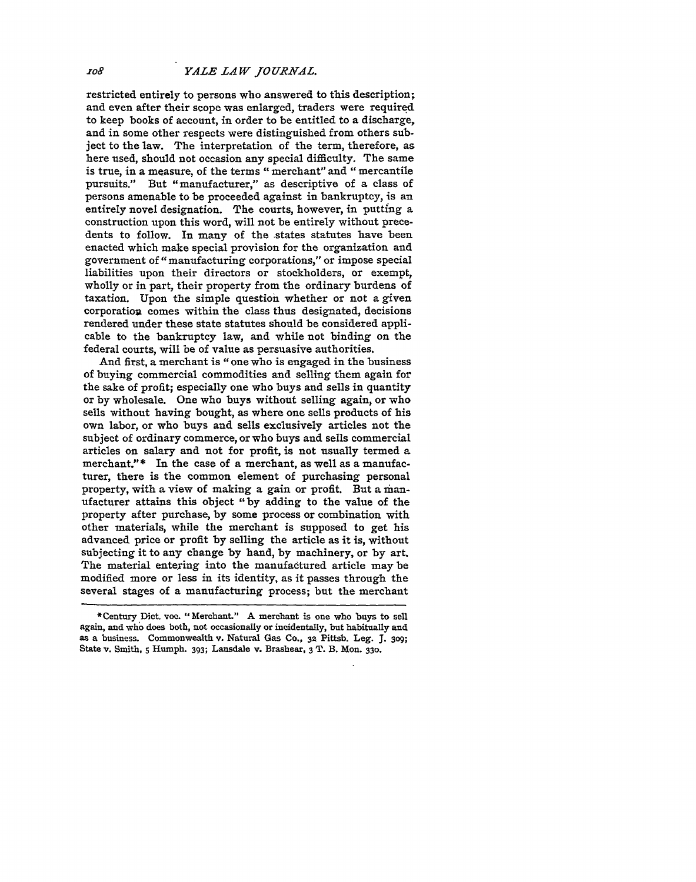restricted entirely to persons who answered to this description; and even after their scope was enlarged, traders were required to keep books of account, in order to be entitled to a discharge, and in some other respects were distinguished from others subject to the law. The interpretation of the term, therefore, as here used, should not occasion any special difficulty. The same is true, in a measure, of the terms "merchant" and "mercantile pursuits." But "manufacturer," as descriptive of a class of persons amenable to be proceeded against in bankruptcy, is an entirely novel designation. The courts, however, in putting a construction upon this word, will not be entirely without precedents to follow. In many of the states statutes have been enacted which make special provision for the organization and government of "manufacturing corporations," or impose special liabilities upon their directors or stockholders, or exempt, wholly or in part, their property from the ordinary burdens of taxation. Upon the simple question whether or not a given corporation comes within the class thus designated, decisions rendered under these state statutes should be considered applicable to the bankruptcy law, and while not binding on the federal courts, will be of value as persuasive authorities.

And first, a merchant is "one who is engaged in the business of buying commercial commodities and selling them again for the sake of profit; especially one who buys and sells in quantity or by wholesale. One who buys without selling again, or who sells without having bought, as where one sells products of his own labor, or who buys and sells exclusively articles not the subject of ordinary commerce, or who buys and sells commercial articles on salary and not for profit, is not usually termed a merchant."* In the case of a merchant, as well as a manufacturer, there is the common element of purchasing personal property, with a view of making a gain or profit. But a manufacturer attains this object "by adding to the value of the property after purchase, by some process or combination with other materials, while the merchant is supposed to get his advanced price or profit by selling the article as it is, without subjecting it to any change by hand, by machinery, or by art. The material entering into the manufactured article may be modified more or less in its identity, as it passes through the several stages of a manufacturing process; but the merchant

---

*Century Dict. voc. "Merchant." A merchant is one who buys to sell again, and who does both, not occasionally or incidentally, but habitually and as a business. Commonwealth v. Natural Gas Co., 32 Pittsb. Leg. J. 309; State v. Smith, 5 Humph. 393; Lansdale v. Brashear, 3 T. B. Mon. 330.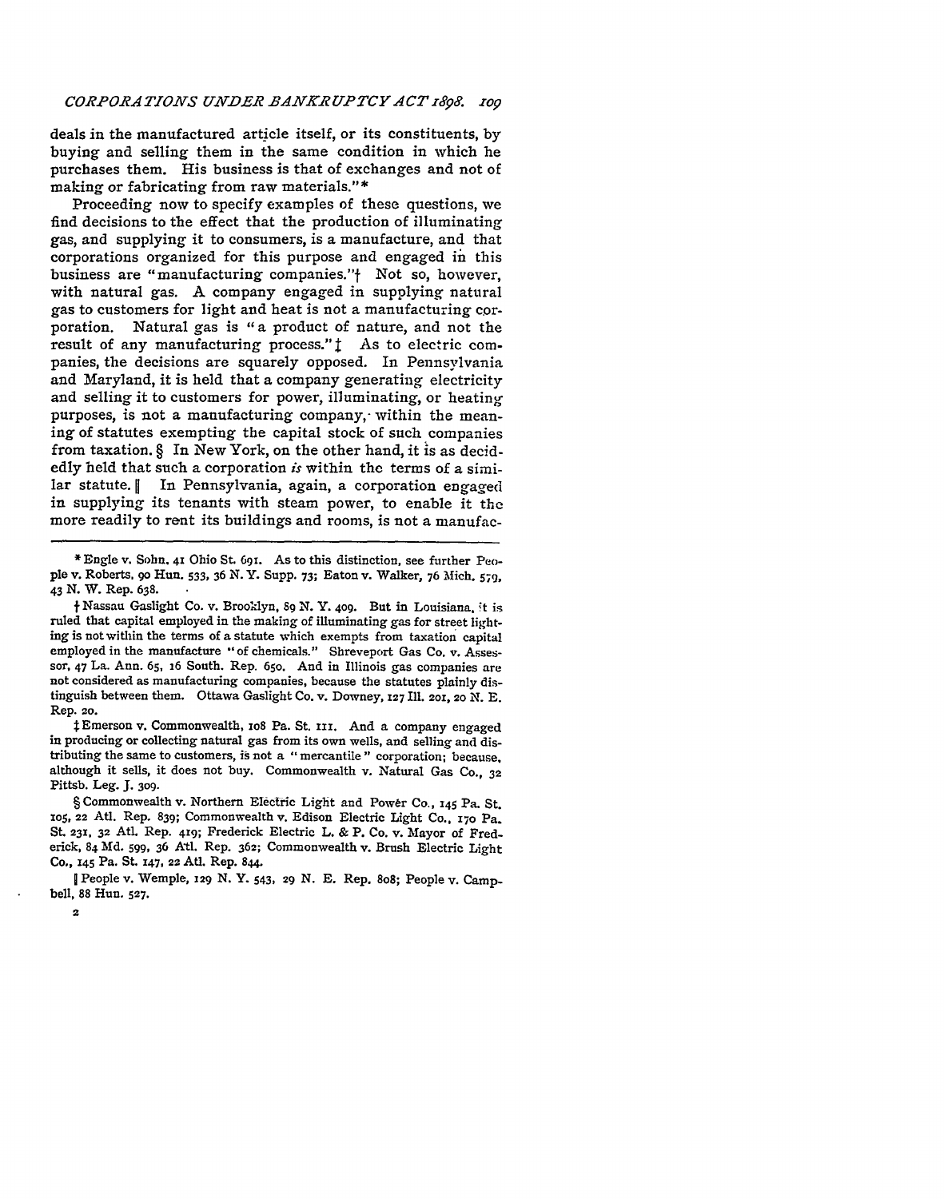deals in the manufactured article itself, or its constituents, by buying and selling them in the same condition in which he purchases them. His business is that of exchanges and not of making or fabricating from raw materials."*

Proceeding now to specify examples of these questions, we find decisions to the effect that the production of illuminating gas, and supplying it to consumers, is a manufacture, and that corporations organized for this purpose and engaged in this business are "manufacturing companies."† Not so, however, with natural gas. A company engaged in supplying natural gas to customers for light and heat is not a manufacturing corporation. Natural gas is "a product of nature, and not the result of any manufacturing process."‡ As to electric companies, the decisions are squarely opposed. In Pennsylvania and Maryland, it is held that a company generating electricity and selling it to customers for power, illuminating, or heating purposes, is not a manufacturing company, within the meaning of statutes exempting the capital stock of such companies from taxation.§ In New York, on the other hand, it is as decidedly held that such a corporation *is* within the terms of a similar statute.‖ In Pennsylvania, again, a corporation engaged in supplying its tenants with steam power, to enable it the more readily to rent its buildings and rooms, is not a manufac-

---

\* Engle v. Sohn, 41 Ohio St. 691. As to this distinction, see further People v. Roberts, 90 Hun. 533, 36 N. Y. Supp. 73; Eaton v. Walker, 76 Mich. 579, 43 N. W. Rep. 638.

† Nassau Gaslight Co. v. Brooklyn, 89 N. Y. 409. But in Louisiana, it is ruled that capital employed in the making of illuminating gas for street lighting is not within the terms of a statute which exempts from taxation capital employed in the manufacture "of chemicals." Shreveport Gas Co. v. Assessor, 47 La. Ann. 65, 16 South. Rep. 650. And in Illinois gas companies are not considered as manufacturing companies, because the statutes plainly distinguish between them. Ottawa Gaslight Co. v. Downey, 127 Ill. 201, 20 N. E. Rep. 20.

‡ Emerson v. Commonwealth, 108 Pa. St. 111. And a company engaged in producing or collecting natural gas from its own wells, and selling and distributing the same to customers, is not a "mercantile" corporation; because, although it sells, it does not buy. Commonwealth v. Natural Gas Co., 32 Pittsb. Leg. J. 309.

§ Commonwealth v. Northern Electric Light and Power Co., 145 Pa. St. 105, 22 Atl. Rep. 839; Commonwealth v. Edison Electric Light Co., 170 Pa. St. 231, 32 Atl. Rep. 419; Frederick Electric L. & P. Co. v. Mayor of Frederick, 84 Md. 599, 36 Atl. Rep. 362; Commonwealth v. Brush Electric Light Co., 145 Pa. St. 147, 22 Atl. Rep. 844.

‖ People v. Wemple, 129 N. Y. 543, 29 N. E. Rep. 808; People v. Campbell, 88 Hun. 527.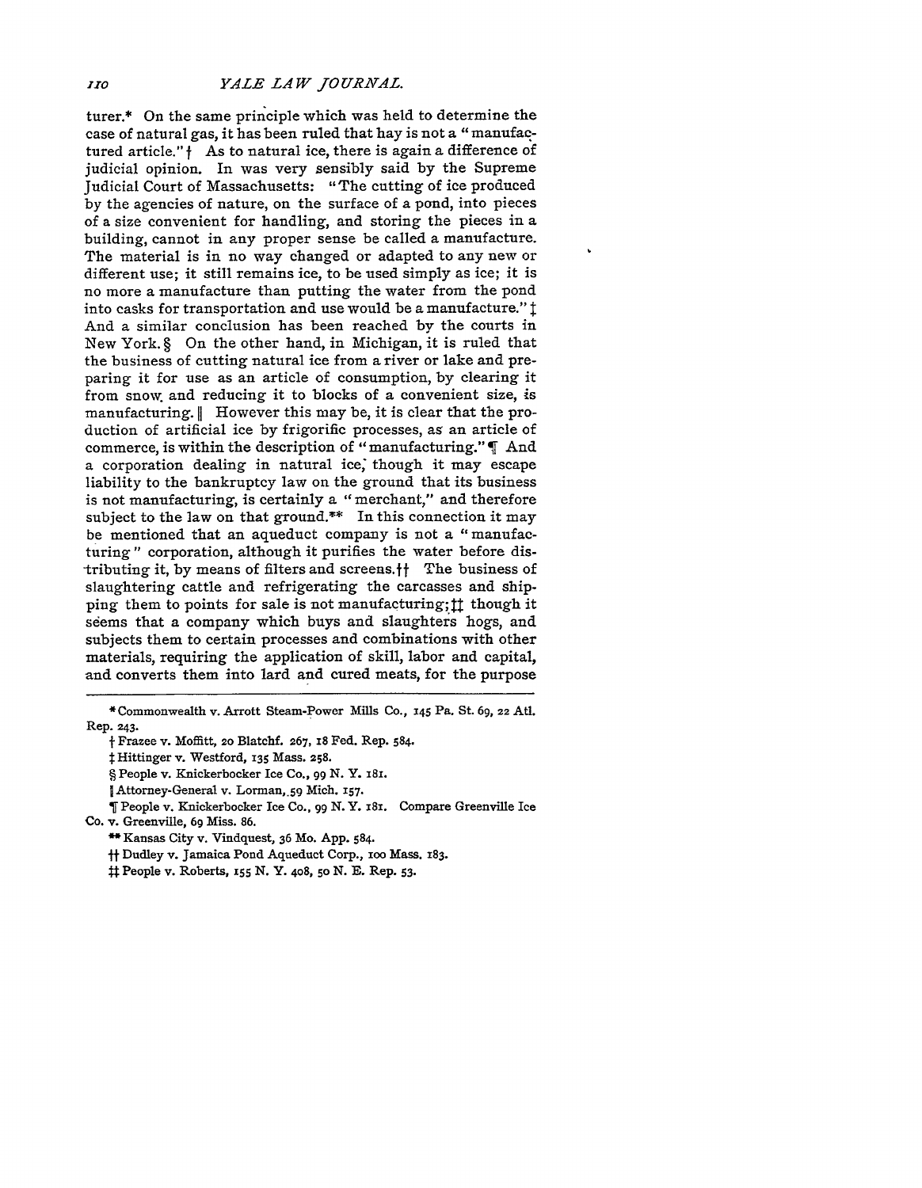turer.* On the same principle which was held to determine the case of natural gas, it has been ruled that hay is not a "manufactured article."† As to natural ice, there is again a difference of judicial opinion. In was very sensibly said by the Supreme Judicial Court of Massachusetts: "The cutting of ice produced by the agencies of nature, on the surface of a pond, into pieces of a size convenient for handling, and storing the pieces in a building, cannot in any proper sense be called a manufacture. The material is in no way changed or adapted to any new or different use; it still remains ice, to be used simply as ice; it is no more a manufacture than putting the water from the pond into casks for transportation and use would be a manufacture."‡ And a similar conclusion has been reached by the courts in New York.§ On the other hand, in Michigan, it is ruled that the business of cutting natural ice from a river or lake and preparing it for use as an article of consumption, by clearing it from snow and reducing it to blocks of a convenient size, is manufacturing.‖ However this may be, it is clear that the production of artificial ice by frigorific processes, as an article of commerce, is within the description of "manufacturing."¶ And a corporation dealing in natural ice, though it may escape liability to the bankruptcy law on the ground that its business is not manufacturing, is certainly a "merchant," and therefore subject to the law on that ground.** In this connection it may be mentioned that an aqueduct company is not a "manufacturing" corporation, although it purifies the water before distributing it, by means of filters and screens.†† The business of slaughtering cattle and refrigerating the carcasses and shipping them to points for sale is not manufacturing;‡‡ though it seems that a company which buys and slaughters hogs, and subjects them to certain processes and combinations with other materials, requiring the application of skill, labor and capital, and converts them into lard and cured meats, for the purpose

---

* Commonwealth v. Arrott Steam-Power Mills Co., 145 Pa. St. 69, 22 Atl. Rep. 243.

† Frazee v. Moffitt, 20 Blatchf. 267, 18 Fed. Rep. 584.

‡ Hittinger v. Westford, 135 Mass. 258.

§ People v. Knickerbocker Ice Co., 99 N. Y. 181.

‖ Attorney-General v. Lorman, 59 Mich. 157.

¶ People v. Knickerbocker Ice Co., 99 N. Y. 181. Compare Greenville Ice Co. v. Greenville, 69 Miss. 86.

** Kansas City v. Vindquest, 36 Mo. App. 584.

†† Dudley v. Jamaica Pond Aqueduct Corp., 100 Mass. 183.

‡‡ People v. Roberts, 155 N. Y. 408, 50 N. E. Rep. 53.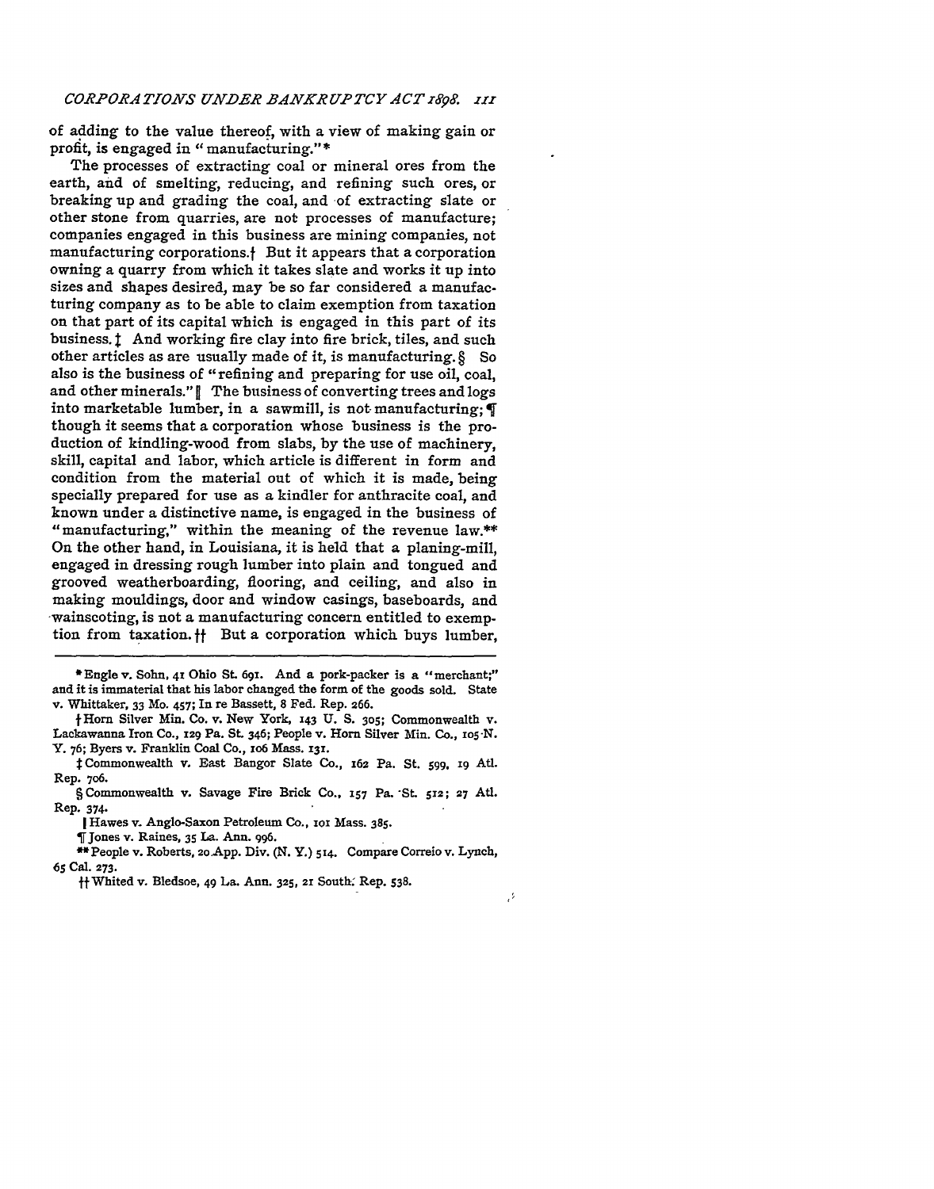of adding to the value thereof, with a view of making gain or profit, is engaged in "manufacturing."*

The processes of extracting coal or mineral ores from the earth, and of smelting, reducing, and refining such ores, or breaking up and grading the coal, and of extracting slate or other stone from quarries, are not processes of manufacture; companies engaged in this business are mining companies, not manufacturing corporations.† But it appears that a corporation owning a quarry from which it takes slate and works it up into sizes and shapes desired, may be so far considered a manufacturing company as to be able to claim exemption from taxation on that part of its capital which is engaged in this part of its business.‡ And working fire clay into fire brick, tiles, and such other articles as are usually made of it, is manufacturing.§ So also is the business of "refining and preparing for use oil, coal, and other minerals."‖ The business of converting trees and logs into marketable lumber, in a sawmill, is not manufacturing;¶ though it seems that a corporation whose business is the production of kindling-wood from slabs, by the use of machinery, skill, capital and labor, which article is different in form and condition from the material out of which it is made, being specially prepared for use as a kindler for anthracite coal, and known under a distinctive name, is engaged in the business of "manufacturing," within the meaning of the revenue law.** On the other hand, in Louisiana, it is held that a planing-mill, engaged in dressing rough lumber into plain and tongued and grooved weatherboarding, flooring, and ceiling, and also in making mouldings, door and window casings, baseboards, and wainscoting, is not a manufacturing concern entitled to exemption from taxation.†† But a corporation which buys lumber,

---

* Engle v. Sohn, 41 Ohio St. 691. And a pork-packer is a "merchant;" and it is immaterial that his labor changed the form of the goods sold. State v. Whittaker, 33 Mo. 457; In re Bassett, 8 Fed. Rep. 266.

† Horn Silver Min. Co. v. New York, 143 U. S. 305; Commonwealth v. Lackawanna Iron Co., 129 Pa. St. 346; People v. Horn Silver Min. Co., 105 N. Y. 76; Byers v. Franklin Coal Co., 106 Mass. 131.

‡ Commonwealth v. East Bangor Slate Co., 162 Pa. St. 599, 19 Atl. Rep. 706.

§ Commonwealth v. Savage Fire Brick Co., 157 Pa. St. 512; 27 Atl. Rep. 374.

‖ Hawes v. Anglo-Saxon Petroleum Co., 101 Mass. 385.

¶ Jones v. Raines, 35 La. Ann. 996.

** People v. Roberts, 20 App. Div. (N. Y.) 514. Compare Correio v. Lynch, 65 Cal. 273.

†† Whited v. Bledsoe, 49 La. Ann. 325, 21 South. Rep. 538.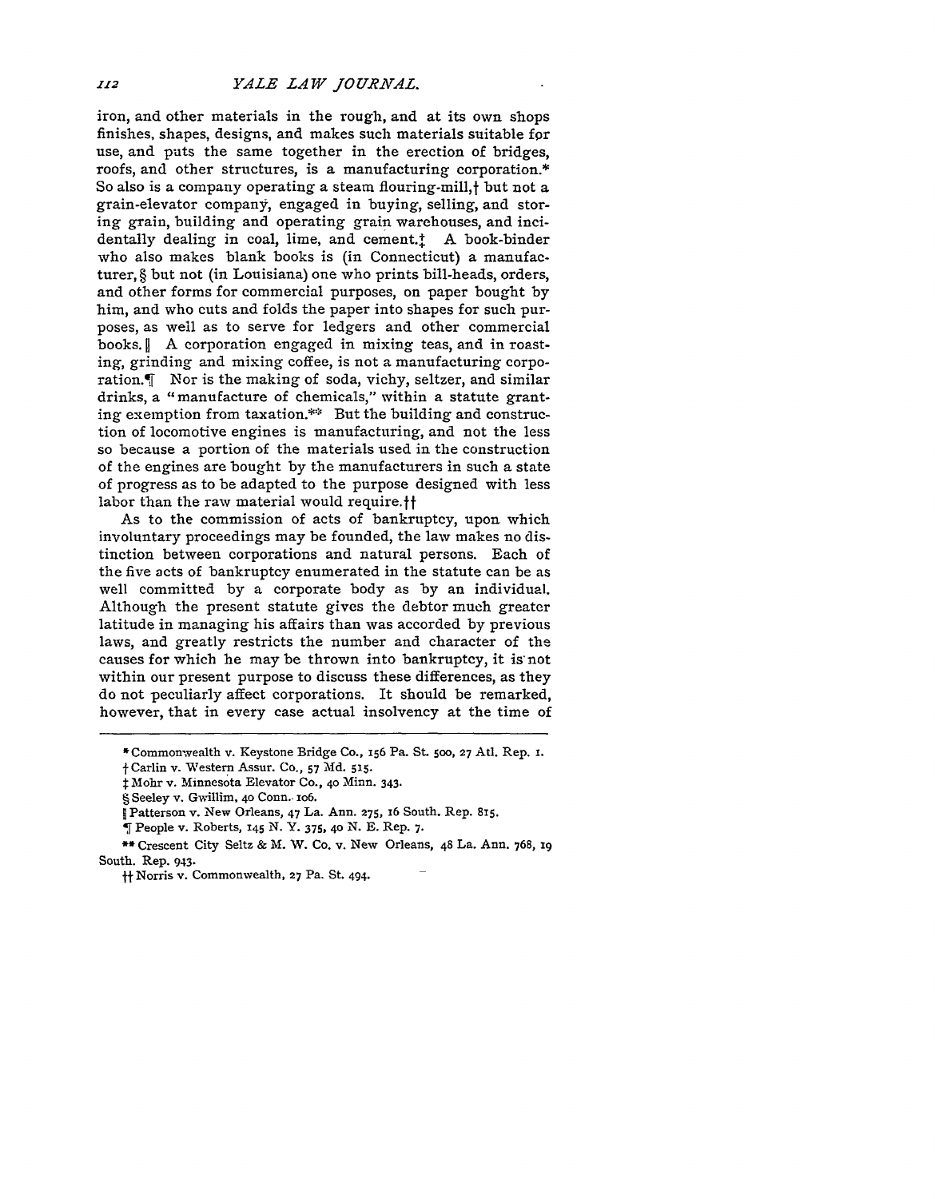iron, and other materials in the rough, and at its own shops finishes, shapes, designs, and makes such materials suitable for use, and puts the same together in the erection of bridges, roofs, and other structures, is a manufacturing corporation.* So also is a company operating a steam flouring-mill,† but not a grain-elevator company, engaged in buying, selling, and storing grain, building and operating grain warehouses, and incidentally dealing in coal, lime, and cement.‡ A book-binder who also makes blank books is (in Connecticut) a manufacturer,§ but not (in Louisiana) one who prints bill-heads, orders, and other forms for commercial purposes, on paper bought by him, and who cuts and folds the paper into shapes for such purposes, as well as to serve for ledgers and other commercial books.‖ A corporation engaged in mixing teas, and in roasting, grinding and mixing coffee, is not a manufacturing corporation.¶ Nor is the making of soda, vichy, seltzer, and similar drinks, a "manufacture of chemicals," within a statute granting exemption from taxation.** But the building and construction of locomotive engines is manufacturing, and not the less so because a portion of the materials used in the construction of the engines are bought by the manufacturers in such a state of progress as to be adapted to the purpose designed with less labor than the raw material would require.††

As to the commission of acts of bankruptcy, upon which involuntary proceedings may be founded, the law makes no distinction between corporations and natural persons. Each of the five acts of bankruptcy enumerated in the statute can be as well committed by a corporate body as by an individual. Although the present statute gives the debtor much greater latitude in managing his affairs than was accorded by previous laws, and greatly restricts the number and character of the causes for which he may be thrown into bankruptcy, it is not within our present purpose to discuss these differences, as they do not peculiarly affect corporations. It should be remarked, however, that in every case actual insolvency at the time of

---

* Commonwealth v. Keystone Bridge Co., 156 Pa. St. 500, 27 Atl. Rep. 1.

† Carlin v. Western Assur. Co., 57 Md. 515.

‡ Mohr v. Minnesota Elevator Co., 40 Minn. 343.

§ Seeley v. Gwillim, 40 Conn. 106.

‖ Patterson v. New Orleans, 47 La. Ann. 275, 16 South. Rep. 815.

¶ People v. Roberts, 145 N. Y. 375, 40 N. E. Rep. 7.

** Crescent City Seltz & M. W. Co. v. New Orleans, 48 La. Ann. 768, 19 South. Rep. 943.

†† Norris v. Commonwealth, 27 Pa. St. 494.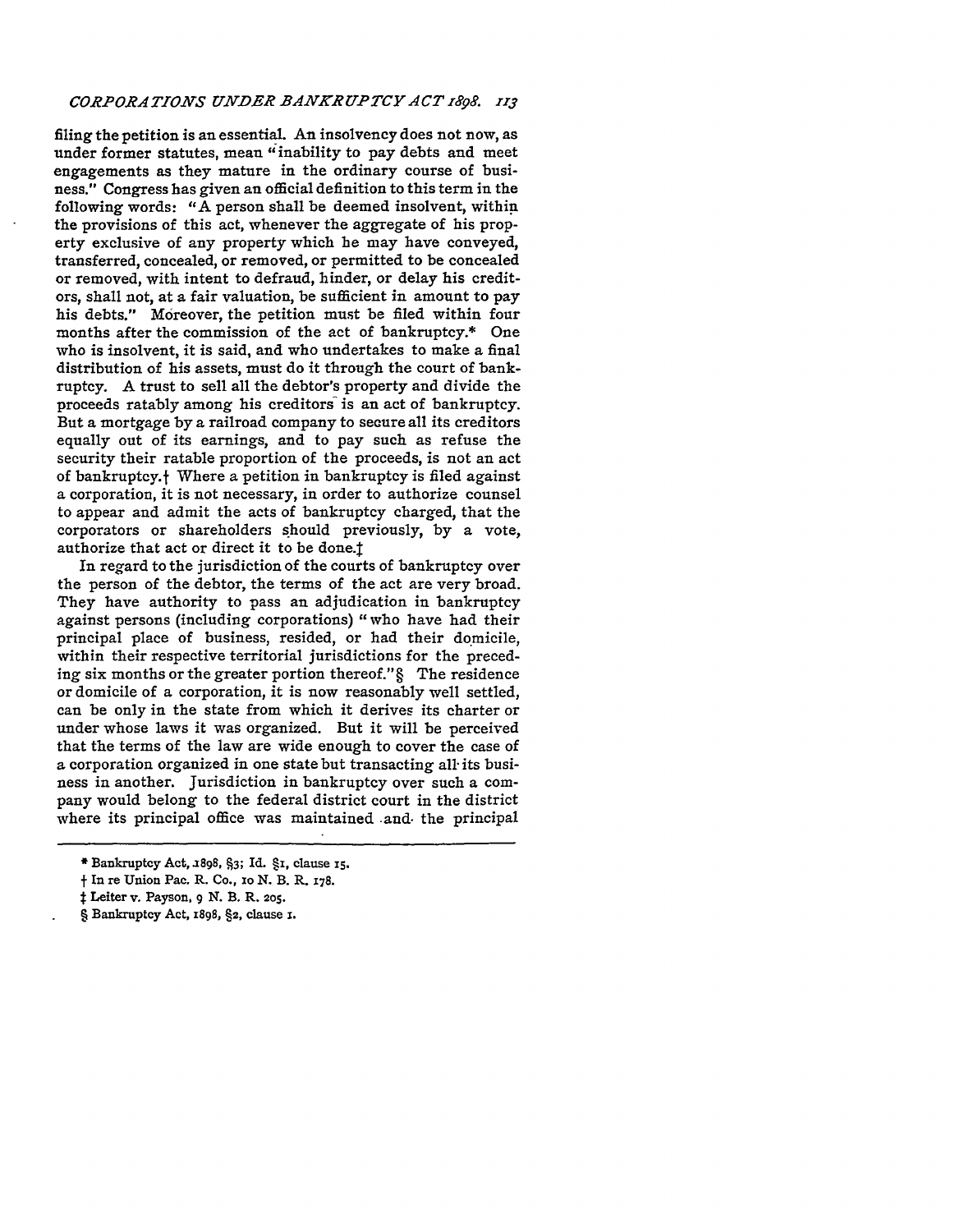filing the petition is an essential. An insolvency does not now, as under former statutes, mean "inability to pay debts and meet engagements as they mature in the ordinary course of business." Congress has given an official definition to this term in the following words: "A person shall be deemed insolvent, within the provisions of this act, whenever the aggregate of his property exclusive of any property which he may have conveyed, transferred, concealed, or removed, or permitted to be concealed or removed, with intent to defraud, hinder, or delay his creditors, shall not, at a fair valuation, be sufficient in amount to pay his debts." Moreover, the petition must be filed within four months after the commission of the act of bankruptcy.* One who is insolvent, it is said, and who undertakes to make a final distribution of his assets, must do it through the court of bankruptcy. A trust to sell all the debtor's property and divide the proceeds ratably among his creditors is an act of bankruptcy. But a mortgage by a railroad company to secure all its creditors equally out of its earnings, and to pay such as refuse the security their ratable proportion of the proceeds, is not an act of bankruptcy.† Where a petition in bankruptcy is filed against a corporation, it is not necessary, in order to authorize counsel to appear and admit the acts of bankruptcy charged, that the corporators or shareholders should previously, by a vote, authorize that act or direct it to be done.‡

In regard to the jurisdiction of the courts of bankruptcy over the person of the debtor, the terms of the act are very broad. They have authority to pass an adjudication in bankruptcy against persons (including corporations) "who have had their principal place of business, resided, or had their domicile, within their respective territorial jurisdictions for the preceding six months or the greater portion thereof."§ The residence or domicile of a corporation, it is now reasonably well settled, can be only in the state from which it derives its charter or under whose laws it was organized. But it will be perceived that the terms of the law are wide enough to cover the case of a corporation organized in one state but transacting all its business in another. Jurisdiction in bankruptcy over such a company would belong to the federal district court in the district where its principal office was maintained and the principal

---

\* Bankruptcy Act, 1898, §3; Id. §1, clause 15.

† In re Union Pac. R. Co., 10 N. B. R. 178.

‡ Leiter v. Payson, 9 N. B. R. 205.

§ Bankruptcy Act, 1898, §2, clause 1.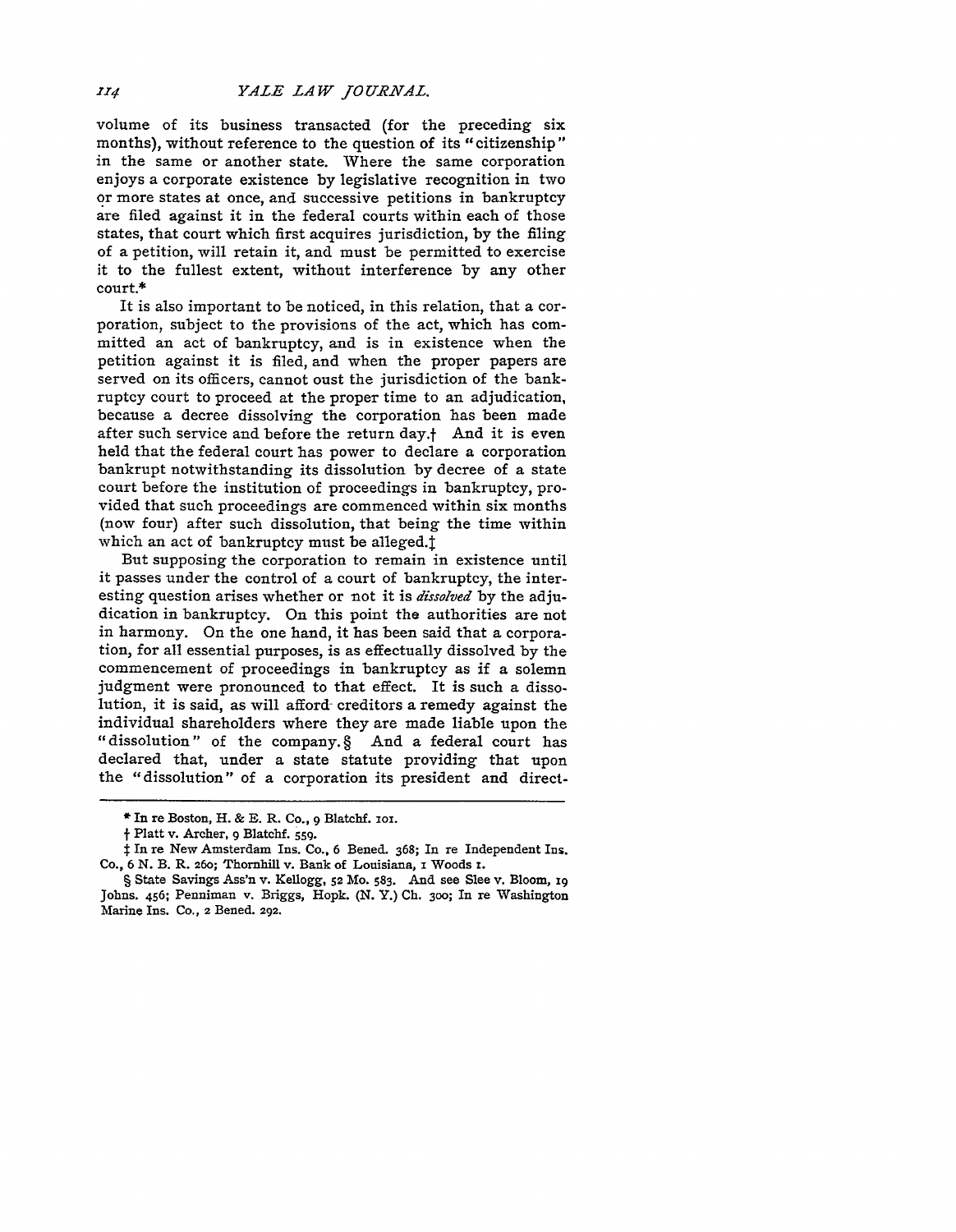volume of its business transacted (for the preceding six months), without reference to the question of its "citizenship" in the same or another state. Where the same corporation enjoys a corporate existence by legislative recognition in two or more states at once, and successive petitions in bankruptcy are filed against it in the federal courts within each of those states, that court which first acquires jurisdiction, by the filing of a petition, will retain it, and must be permitted to exercise it to the fullest extent, without interference by any other court.*

It is also important to be noticed, in this relation, that a corporation, subject to the provisions of the act, which has committed an act of bankruptcy, and is in existence when the petition against it is filed, and when the proper papers are served on its officers, cannot oust the jurisdiction of the bankruptcy court to proceed at the proper time to an adjudication, because a decree dissolving the corporation has been made after such service and before the return day.† And it is even held that the federal court has power to declare a corporation bankrupt notwithstanding its dissolution by decree of a state court before the institution of proceedings in bankruptcy, provided that such proceedings are commenced within six months (now four) after such dissolution, that being the time within which an act of bankruptcy must be alleged.‡

But supposing the corporation to remain in existence until it passes under the control of a court of bankruptcy, the interesting question arises whether or not it is *dissolved* by the adjudication in bankruptcy. On this point the authorities are not in harmony. On the one hand, it has been said that a corporation, for all essential purposes, is as effectually dissolved by the commencement of proceedings in bankruptcy as if a solemn judgment were pronounced to that effect. It is such a dissolution, it is said, as will afford creditors a remedy against the individual shareholders where they are made liable upon the "dissolution" of the company.§ And a federal court has declared that, under a state statute providing that upon the "dissolution" of a corporation its president and direct-

---

* In re Boston, H. & E. R. Co., 9 Blatchf. 101.

† Platt v. Archer, 9 Blatchf. 559.

‡ In re New Amsterdam Ins. Co., 6 Bened. 368; In re Independent Ins. Co., 6 N. B. R. 260; Thornhill v. Bank of Louisiana, 1 Woods 1.

§ State Savings Ass'n v. Kellogg, 52 Mo. 583. And see Slee v. Bloom, 19 Johns. 456; Penniman v. Briggs, Hopk. (N. Y.) Ch. 300; In re Washington Marine Ins. Co., 2 Bened. 292.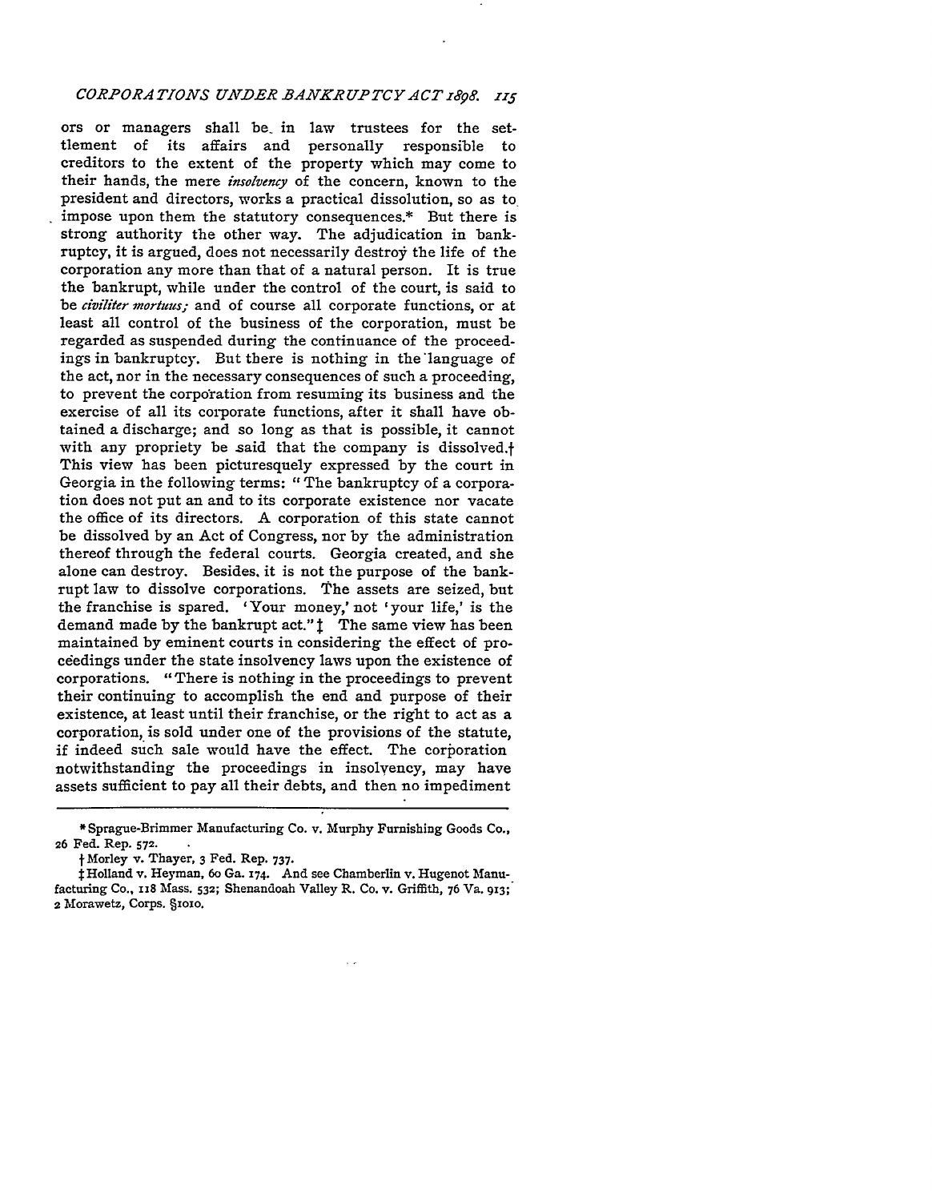ors or managers shall be in law trustees for the settlement of its affairs and personally responsible to creditors to the extent of the property which may come to their hands, the mere *insolvency* of the concern, known to the president and directors, works a practical dissolution, so as to impose upon them the statutory consequences.* But there is strong authority the other way. The adjudication in bankruptcy, it is argued, does not necessarily destroy the life of the corporation any more than that of a natural person. It is true the bankrupt, while under the control of the court, is said to be *civiliter mortuus;* and of course all corporate functions, or at least all control of the business of the corporation, must be regarded as suspended during the continuance of the proceedings in bankruptcy. But there is nothing in the language of the act, nor in the necessary consequences of such a proceeding, to prevent the corporation from resuming its business and the exercise of all its corporate functions, after it shall have obtained a discharge; and so long as that is possible, it cannot with any propriety be said that the company is dissolved.† This view has been picturesquely expressed by the court in Georgia in the following terms: "The bankruptcy of a corporation does not put an and to its corporate existence nor vacate the office of its directors. A corporation of this state cannot be dissolved by an Act of Congress, nor by the administration thereof through the federal courts. Georgia created, and she alone can destroy. Besides, it is not the purpose of the bankrupt law to dissolve corporations. The assets are seized, but the franchise is spared. 'Your money,' not 'your life,' is the demand made by the bankrupt act."‡ The same view has been maintained by eminent courts in considering the effect of proceedings under the state insolvency laws upon the existence of corporations. "There is nothing in the proceedings to prevent their continuing to accomplish the end and purpose of their existence, at least until their franchise, or the right to act as a corporation, is sold under one of the provisions of the statute, if indeed such sale would have the effect. The corporation notwithstanding the proceedings in insolvency, may have assets sufficient to pay all their debts, and then no impediment

---

* Sprague-Brimmer Manufacturing Co. v. Murphy Furnishing Goods Co., 26 Fed. Rep. 572.

† Morley v. Thayer, 3 Fed. Rep. 737.

‡ Holland v. Heyman, 60 Ga. 174. And see Chamberlin v. Hugenot Manufacturing Co., 118 Mass. 532; Shenandoah Valley R. Co. v. Griffith, 76 Va. 913; 2 Morawetz, Corps. §1010.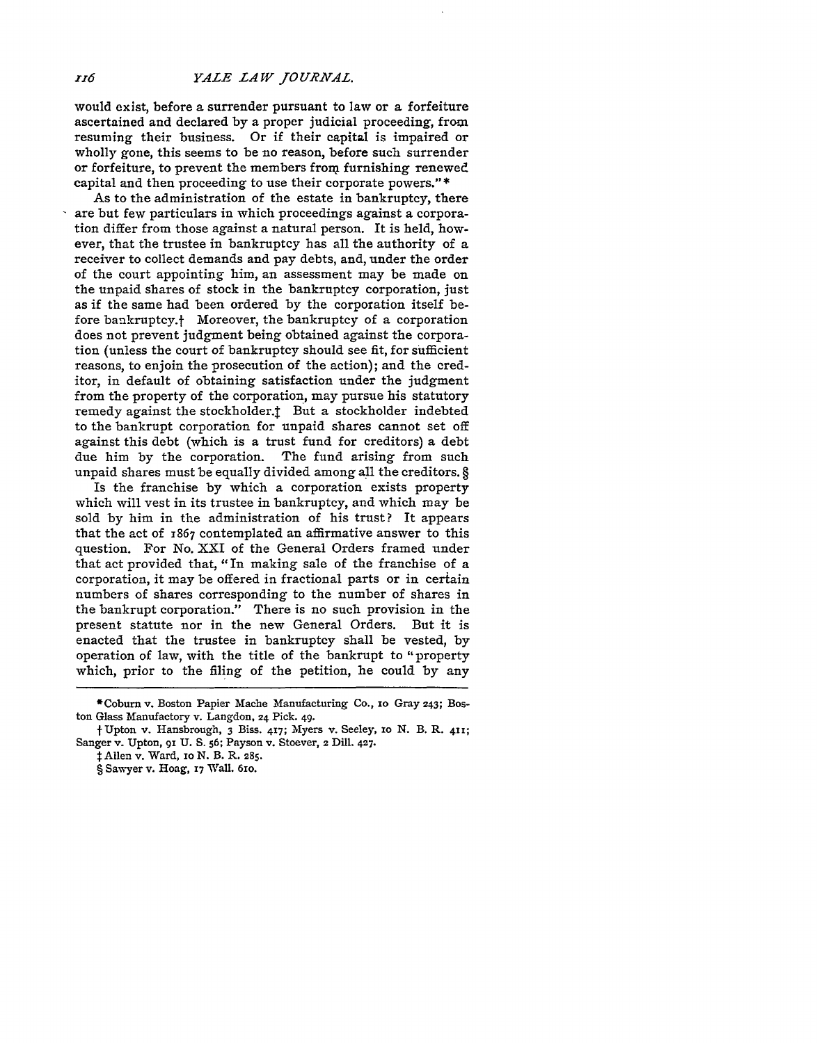would exist, before a surrender pursuant to law or a forfeiture ascertained and declared by a proper judicial proceeding, from resuming their business. Or if their capital is impaired or wholly gone, this seems to be no reason, before such surrender or forfeiture, to prevent the members from furnishing renewed capital and then proceeding to use their corporate powers."*

As to the administration of the estate in bankruptcy, there are but few particulars in which proceedings against a corporation differ from those against a natural person. It is held, however, that the trustee in bankruptcy has all the authority of a receiver to collect demands and pay debts, and, under the order of the court appointing him, an assessment may be made on the unpaid shares of stock in the bankruptcy corporation, just as if the same had been ordered by the corporation itself before bankruptcy.† Moreover, the bankruptcy of a corporation does not prevent judgment being obtained against the corporation (unless the court of bankruptcy should see fit, for sufficient reasons, to enjoin the prosecution of the action); and the creditor, in default of obtaining satisfaction under the judgment from the property of the corporation, may pursue his statutory remedy against the stockholder.‡ But a stockholder indebted to the bankrupt corporation for unpaid shares cannot set off against this debt (which is a trust fund for creditors) a debt due him by the corporation. The fund arising from such unpaid shares must be equally divided among all the creditors.§

Is the franchise by which a corporation exists property which will vest in its trustee in bankruptcy, and which may be sold by him in the administration of his trust? It appears that the act of 1867 contemplated an affirmative answer to this question. For No. XXI of the General Orders framed under that act provided that, "In making sale of the franchise of a corporation, it may be offered in fractional parts or in certain numbers of shares corresponding to the number of shares in the bankrupt corporation." There is no such provision in the present statute nor in the new General Orders. But it is enacted that the trustee in bankruptcy shall be vested, by operation of law, with the title of the bankrupt to "property which, prior to the filing of the petition, he could by any

---

*Coburn v. Boston Papier Mache Manufacturing Co., 10 Gray 243; Boston Glass Manufactory v. Langdon, 24 Pick. 49.

†Upton v. Hansbrough, 3 Biss. 417; Myers v. Seeley, 10 N. B. R. 411; Sanger v. Upton, 91 U. S. 56; Payson v. Stoever, 2 Dill. 427.

‡Allen v. Ward, 10 N. B. R. 285.

§Sawyer v. Hoag, 17 Wall. 610.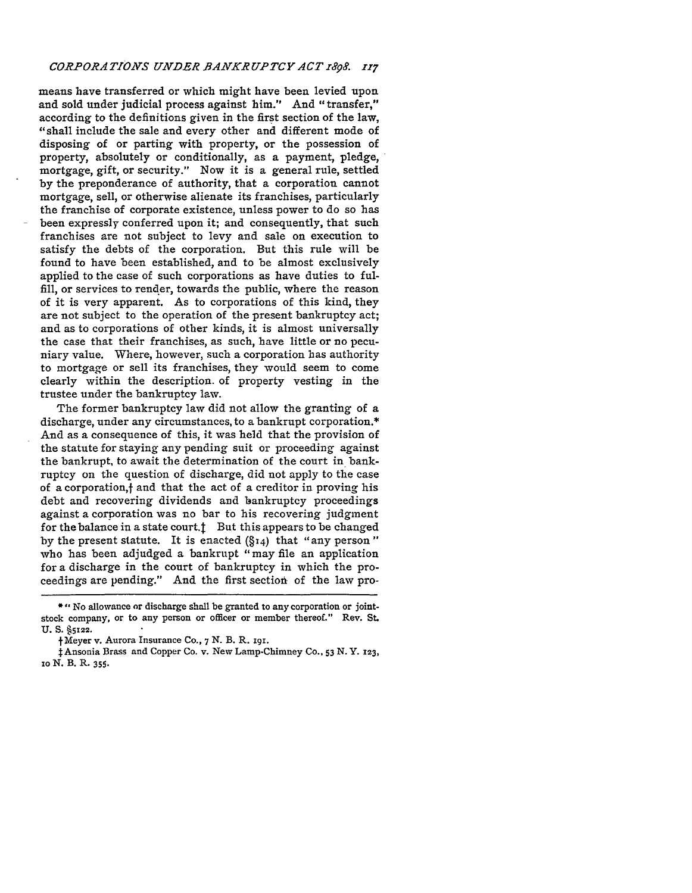means have transferred or which might have been levied upon and sold under judicial process against him." And "transfer," according to the definitions given in the first section of the law, "shall include the sale and every other and different mode of disposing of or parting with property, or the possession of property, absolutely or conditionally, as a payment, pledge, mortgage, gift, or security." Now it is a general rule, settled by the preponderance of authority, that a corporation cannot mortgage, sell, or otherwise alienate its franchises, particularly the franchise of corporate existence, unless power to do so has been expressly conferred upon it; and consequently, that such franchises are not subject to levy and sale on execution to satisfy the debts of the corporation. But this rule will be found to have been established, and to be almost exclusively applied to the case of such corporations as have duties to fulfill, or services to render, towards the public, where the reason of it is very apparent. As to corporations of this kind, they are not subject to the operation of the present bankruptcy act; and as to corporations of other kinds, it is almost universally the case that their franchises, as such, have little or no pecuniary value. Where, however, such a corporation has authority to mortgage or sell its franchises, they would seem to come clearly within the description of property vesting in the trustee under the bankruptcy law.

The former bankruptcy law did not allow the granting of a discharge, under any circumstances, to a bankrupt corporation.* And as a consequence of this, it was held that the provision of the statute for staying any pending suit or proceeding against the bankrupt, to await the determination of the court in bankruptcy on the question of discharge, did not apply to the case of a corporation,† and that the act of a creditor in proving his debt and recovering dividends and bankruptcy proceedings against a corporation was no bar to his recovering judgment for the balance in a state court.‡ But this appears to be changed by the present statute. It is enacted (§14) that "any person" who has been adjudged a bankrupt "may file an application for a discharge in the court of bankruptcy in which the proceedings are pending." And the first section of the law pro-

---

\* "No allowance or discharge shall be granted to any corporation or joint-stock company, or to any person or officer or member thereof." Rev. St. U. S. §5122.

† Meyer v. Aurora Insurance Co., 7 N. B. R. 191.

‡ Ansonia Brass and Copper Co. v. New Lamp-Chimney Co., 53 N. Y. 123, 10 N. B. R. 355.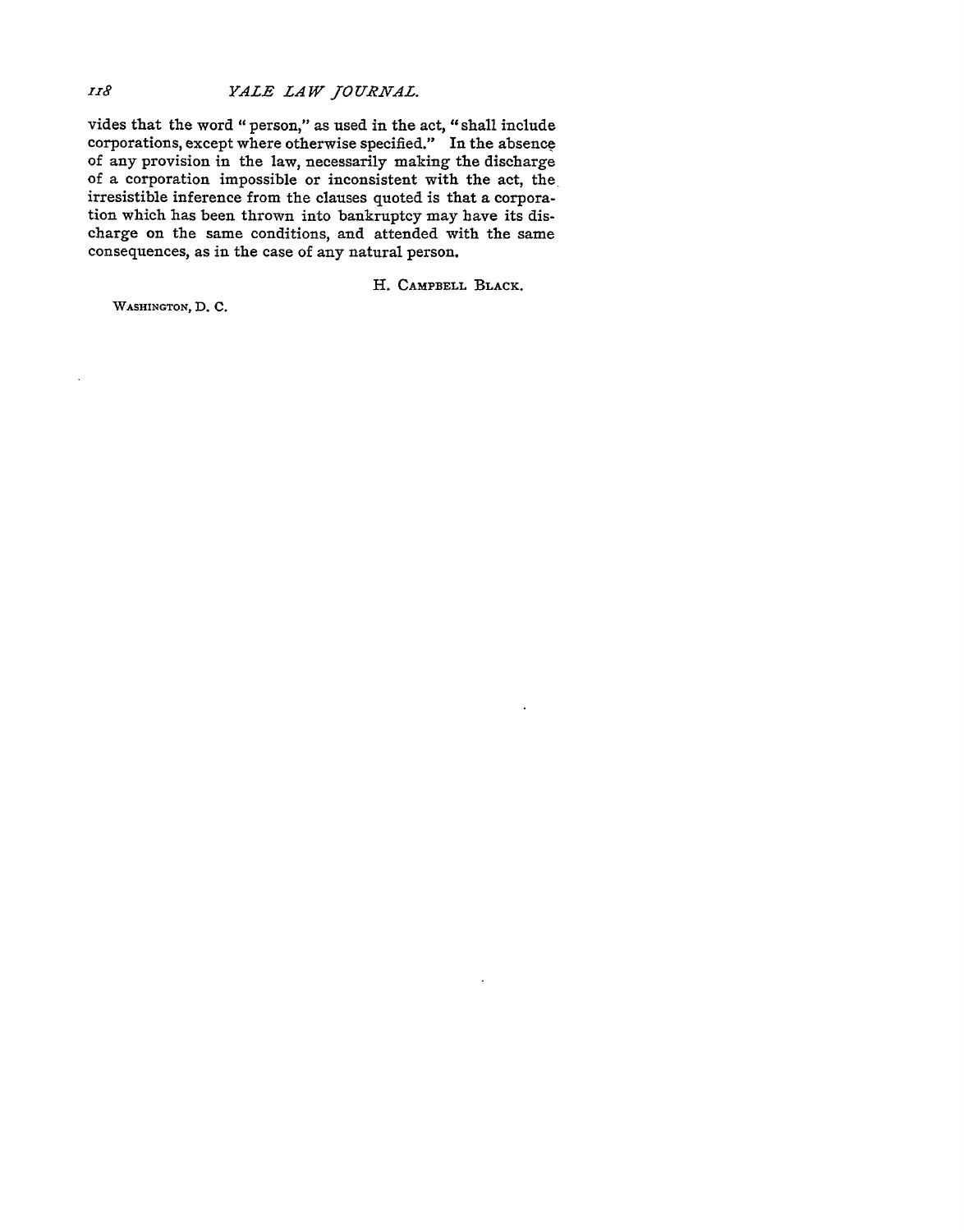vides that the word "person," as used in the act, "shall include corporations, except where otherwise specified." In the absence of any provision in the law, necessarily making the discharge of a corporation impossible or inconsistent with the act, the irresistible inference from the clauses quoted is that a corporation which has been thrown into bankruptcy may have its discharge on the same conditions, and attended with the same consequences, as in the case of any natural person.

H. CAMPBELL BLACK.

WASHINGTON, D. C.